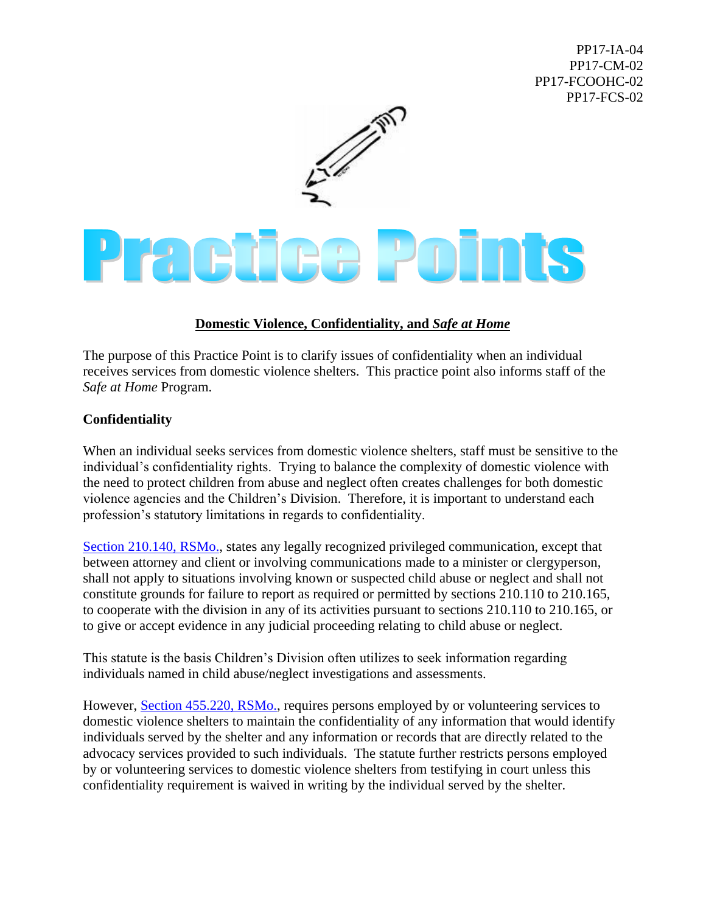PP17-IA-04
PP17-CM-02
PP17-FCOOHC-02
PP17-FCS-02

# Practice Points

## Domestic Violence, Confidentiality, and *Safe at Home*

The purpose of this Practice Point is to clarify issues of confidentiality when an individual receives services from domestic violence shelters. This practice point also informs staff of the *Safe at Home* Program.

### Confidentiality

When an individual seeks services from domestic violence shelters, staff must be sensitive to the individual's confidentiality rights. Trying to balance the complexity of domestic violence with the need to protect children from abuse and neglect often creates challenges for both domestic violence agencies and the Children's Division. Therefore, it is important to understand each profession's statutory limitations in regards to confidentiality.

Section 210.140, RSMo., states any legally recognized privileged communication, except that between attorney and client or involving communications made to a minister or clergyperson, shall not apply to situations involving known or suspected child abuse or neglect and shall not constitute grounds for failure to report as required or permitted by sections 210.110 to 210.165, to cooperate with the division in any of its activities pursuant to sections 210.110 to 210.165, or to give or accept evidence in any judicial proceeding relating to child abuse or neglect.

This statute is the basis Children's Division often utilizes to seek information regarding individuals named in child abuse/neglect investigations and assessments.

However, Section 455.220, RSMo., requires persons employed by or volunteering services to domestic violence shelters to maintain the confidentiality of any information that would identify individuals served by the shelter and any information or records that are directly related to the advocacy services provided to such individuals. The statute further restricts persons employed by or volunteering services to domestic violence shelters from testifying in court unless this confidentiality requirement is waived in writing by the individual served by the shelter.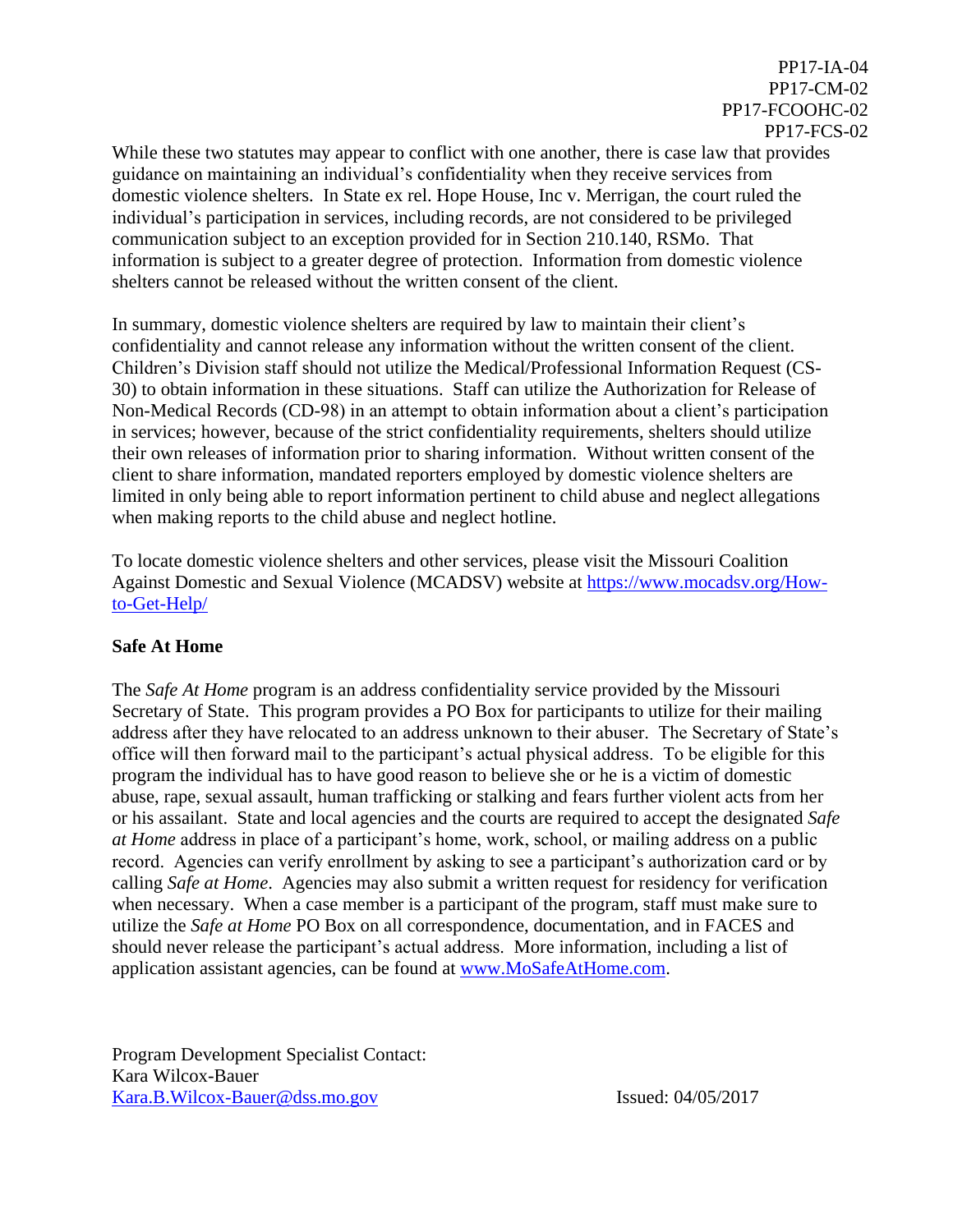PP17-IA-04
PP17-CM-02
PP17-FCOOHC-02
PP17-FCS-02

While these two statutes may appear to conflict with one another, there is case law that provides guidance on maintaining an individual's confidentiality when they receive services from domestic violence shelters. In State ex rel. Hope House, Inc v. Merrigan, the court ruled the individual's participation in services, including records, are not considered to be privileged communication subject to an exception provided for in Section 210.140, RSMo. That information is subject to a greater degree of protection. Information from domestic violence shelters cannot be released without the written consent of the client.

In summary, domestic violence shelters are required by law to maintain their client's confidentiality and cannot release any information without the written consent of the client. Children's Division staff should not utilize the Medical/Professional Information Request (CS-30) to obtain information in these situations. Staff can utilize the Authorization for Release of Non-Medical Records (CD-98) in an attempt to obtain information about a client's participation in services; however, because of the strict confidentiality requirements, shelters should utilize their own releases of information prior to sharing information. Without written consent of the client to share information, mandated reporters employed by domestic violence shelters are limited in only being able to report information pertinent to child abuse and neglect allegations when making reports to the child abuse and neglect hotline.

To locate domestic violence shelters and other services, please visit the Missouri Coalition Against Domestic and Sexual Violence (MCADSV) website at [https://www.mocadsv.org/How-to-Get-Help/](https://www.mocadsv.org/How-to-Get-Help/)

**Safe At Home**

The *Safe At Home* program is an address confidentiality service provided by the Missouri Secretary of State. This program provides a PO Box for participants to utilize for their mailing address after they have relocated to an address unknown to their abuser. The Secretary of State's office will then forward mail to the participant's actual physical address. To be eligible for this program the individual has to have good reason to believe she or he is a victim of domestic abuse, rape, sexual assault, human trafficking or stalking and fears further violent acts from her or his assailant. State and local agencies and the courts are required to accept the designated *Safe at Home* address in place of a participant's home, work, school, or mailing address on a public record. Agencies can verify enrollment by asking to see a participant's authorization card or by calling *Safe at Home*. Agencies may also submit a written request for residency for verification when necessary. When a case member is a participant of the program, staff must make sure to utilize the *Safe at Home* PO Box on all correspondence, documentation, and in FACES and should never release the participant's actual address. More information, including a list of application assistant agencies, can be found at [www.MoSafeAtHome.com](http://www.MoSafeAtHome.com).

Program Development Specialist Contact:
Kara Wilcox-Bauer
[Kara.B.Wilcox-Bauer@dss.mo.gov](mailto:Kara.B.Wilcox-Bauer@dss.mo.gov)

Issued: 04/05/2017